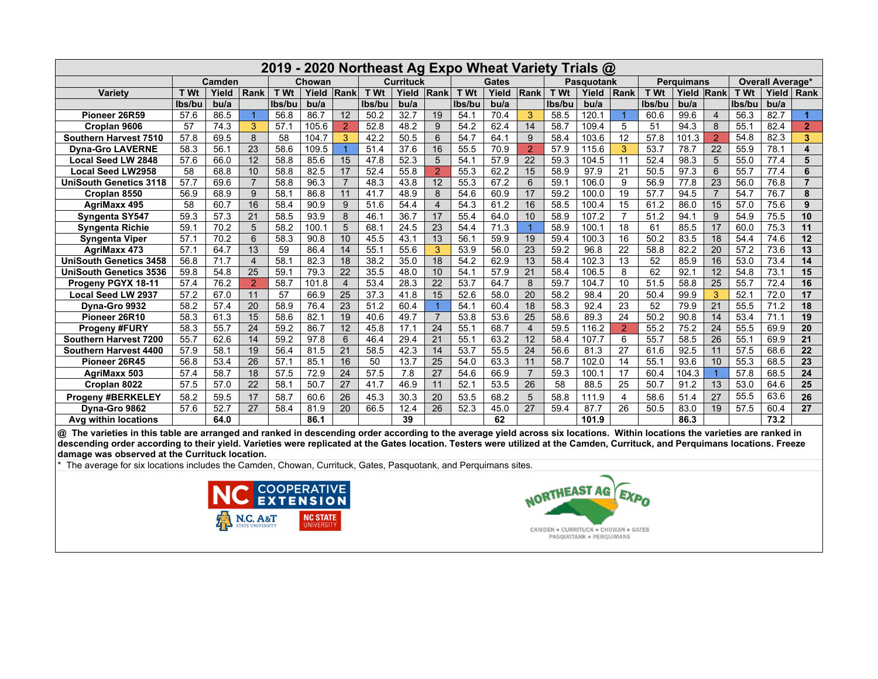## 2019 - 2020 Northeast Ag Expo Wheat Variety Trials @

| Variety | Camden | | | Chowan | | | Currituck | | | Gates | | | Pasquotank | | | Perquimans | | | Overall Average* | | |
|---|---|---|---|---|---|---|---|---|---|---|---|---|---|---|---|---|---|---|---|---|---|
| | T Wt | Yield | Rank | T Wt | Yield | Rank | T Wt | Yield | Rank | T Wt | Yield | Rank | T Wt | Yield | Rank | T Wt | Yield | Rank | T Wt | Yield | Rank |
| | lbs/bu | bu/a | | lbs/bu | bu/a | | lbs/bu | bu/a | | lbs/bu | bu/a | | lbs/bu | bu/a | | lbs/bu | bu/a | | lbs/bu | bu/a | |
| **Pioneer 26R59** | 57.6 | 86.5 | 1 | 56.8 | 86.7 | 12 | 50.2 | 32.7 | 19 | 54.1 | 70.4 | 3 | 58.5 | 120.1 | 1 | 60.6 | 99.6 | 4 | 56.3 | 82.7 | **1** |
| **Croplan 9606** | 57 | 74.3 | 3 | 57.1 | 105.6 | 2 | 52.8 | 48.2 | 9 | 54.2 | 62.4 | 14 | 58.7 | 109.4 | 5 | 51 | 94.3 | 8 | 55.1 | 82.4 | **2** |
| **Southern Harvest 7510** | 57.8 | 69.5 | 8 | 58 | 104.7 | 3 | 42.2 | 50.5 | 6 | 54.7 | 64.1 | 9 | 58.4 | 103.6 | 12 | 57.8 | 101.3 | 2 | 54.8 | 82.3 | **3** |
| **Dyna-Gro LAVERNE** | 58.3 | 56.1 | 23 | 58.6 | 109.5 | 1 | 51.4 | 37.6 | 16 | 55.5 | 70.9 | 2 | 57.9 | 115.6 | 3 | 53.7 | 78.7 | 22 | 55.9 | 78.1 | **4** |
| **Local Seed LW 2848** | 57.6 | 66.0 | 12 | 58.8 | 85.6 | 15 | 47.8 | 52.3 | 5 | 54.1 | 57.9 | 22 | 59.3 | 104.5 | 11 | 52.4 | 98.3 | 5 | 55.0 | 77.4 | **5** |
| **Local Seed LW2958** | 58 | 68.8 | 10 | 58.8 | 82.5 | 17 | 52.4 | 55.8 | 2 | 55.3 | 62.2 | 15 | 58.9 | 97.9 | 21 | 50.5 | 97.3 | 6 | 55.7 | 77.4 | **6** |
| **UniSouth Genetics 3118** | 57.7 | 69.6 | 7 | 58.8 | 96.3 | 7 | 48.3 | 43.8 | 12 | 55.3 | 67.2 | 6 | 59.1 | 106.0 | 9 | 56.9 | 77.8 | 23 | 56.0 | 76.8 | **7** |
| **Croplan 8550** | 56.9 | 68.9 | 9 | 58.1 | 86.8 | 11 | 41.7 | 48.9 | 8 | 54.6 | 60.9 | 17 | 59.2 | 100.0 | 19 | 57.7 | 94.5 | 7 | 54.7 | 76.7 | **8** |
| **AgriMaxx 495** | 58 | 60.7 | 16 | 58.4 | 90.9 | 9 | 51.6 | 54.4 | 4 | 54.3 | 61.2 | 16 | 58.5 | 100.4 | 15 | 61.2 | 86.0 | 15 | 57.0 | 75.6 | **9** |
| **Syngenta SY547** | 59.3 | 57.3 | 21 | 58.5 | 93.9 | 8 | 46.1 | 36.7 | 17 | 55.4 | 64.0 | 10 | 58.9 | 107.2 | 7 | 51.2 | 94.1 | 9 | 54.9 | 75.5 | **10** |
| **Syngenta Richie** | 59.1 | 70.2 | 5 | 58.2 | 100.1 | 5 | 68.1 | 24.5 | 23 | 54.4 | 71.3 | 1 | 58.9 | 100.1 | 18 | 61 | 85.5 | 17 | 60.0 | 75.3 | **11** |
| **Syngenta Viper** | 57.1 | 70.2 | 6 | 58.3 | 90.8 | 10 | 45.5 | 43.1 | 13 | 56.1 | 59.9 | 19 | 59.4 | 100.3 | 16 | 50.2 | 83.5 | 18 | 54.4 | 74.6 | **12** |
| **AgriMaxx 473** | 57.1 | 64.7 | 13 | 59 | 86.4 | 14 | 55.1 | 55.6 | 3 | 53.9 | 56.0 | 23 | 59.2 | 96.8 | 22 | 58.8 | 82.2 | 20 | 57.2 | 73.6 | **13** |
| **UniSouth Genetics 3458** | 56.8 | 71.7 | 4 | 58.1 | 82.3 | 18 | 38.2 | 35.0 | 18 | 54.2 | 62.9 | 13 | 58.4 | 102.3 | 13 | 52 | 85.9 | 16 | 53.0 | 73.4 | **14** |
| **UniSouth Genetics 3536** | 59.8 | 54.8 | 25 | 59.1 | 79.3 | 22 | 35.5 | 48.0 | 10 | 54.1 | 57.9 | 21 | 58.4 | 106.5 | 8 | 62 | 92.1 | 12 | 54.8 | 73.1 | **15** |
| **Progeny PGYX 18-11** | 57.4 | 76.2 | 2 | 58.7 | 101.8 | 4 | 53.4 | 28.3 | 22 | 53.7 | 64.7 | 8 | 59.7 | 104.7 | 10 | 51.5 | 58.8 | 25 | 55.7 | 72.4 | **16** |
| **Local Seed LW 2937** | 57.2 | 67.0 | 11 | 57 | 66.9 | 25 | 37.3 | 41.8 | 15 | 52.6 | 58.0 | 20 | 58.2 | 98.4 | 20 | 50.4 | 99.9 | 3 | 52.1 | 72.0 | **17** |
| **Dyna-Gro 9932** | 58.2 | 57.4 | 20 | 58.9 | 76.4 | 23 | 51.2 | 60.4 | 1 | 54.1 | 60.4 | 18 | 58.3 | 92.4 | 23 | 52 | 79.9 | 21 | 55.5 | 71.2 | **18** |
| **Pioneer 26R10** | 58.3 | 61.3 | 15 | 58.6 | 82.1 | 19 | 40.6 | 49.7 | 7 | 53.8 | 53.6 | 25 | 58.6 | 89.3 | 24 | 50.2 | 90.8 | 14 | 53.4 | 71.1 | **19** |
| **Progeny #FURY** | 58.3 | 55.7 | 24 | 59.2 | 86.7 | 12 | 45.8 | 17.1 | 24 | 55.1 | 68.7 | 4 | 59.5 | 116.2 | 2 | 55.2 | 75.2 | 24 | 55.5 | 69.9 | **20** |
| **Southern Harvest 7200** | 55.7 | 62.6 | 14 | 59.2 | 97.8 | 6 | 46.4 | 29.4 | 21 | 55.1 | 63.2 | 12 | 58.4 | 107.7 | 6 | 55.7 | 58.5 | 26 | 55.1 | 69.9 | **21** |
| **Southern Harvest 4400** | 57.9 | 58.1 | 19 | 56.4 | 81.5 | 21 | 58.5 | 42.3 | 14 | 53.7 | 55.5 | 24 | 56.6 | 81.3 | 27 | 61.6 | 92.5 | 11 | 57.5 | 68.6 | **22** |
| **Pioneer 26R45** | 56.8 | 53.4 | 26 | 57.1 | 85.1 | 16 | 50 | 13.7 | 25 | 54.0 | 63.3 | 11 | 58.7 | 102.0 | 14 | 55.1 | 93.6 | 10 | 55.3 | 68.5 | **23** |
| **AgriMaxx 503** | 57.4 | 58.7 | 18 | 57.5 | 72.9 | 24 | 57.5 | 7.8 | 27 | 54.6 | 66.9 | 7 | 59.3 | 100.1 | 17 | 60.4 | 104.3 | 1 | 57.8 | 68.5 | **24** |
| **Croplan 8022** | 57.5 | 57.0 | 22 | 58.1 | 50.7 | 27 | 41.7 | 46.9 | 11 | 52.1 | 53.5 | 26 | 58 | 88.5 | 25 | 50.7 | 91.2 | 13 | 53.0 | 64.6 | **25** |
| **Progeny #BERKELEY** | 58.2 | 59.5 | 17 | 58.7 | 60.6 | 26 | 45.3 | 30.3 | 20 | 53.5 | 68.2 | 5 | 58.8 | 111.9 | 4 | 58.6 | 51.4 | 27 | 55.5 | 63.6 | **26** |
| **Dyna-Gro 9862** | 57.6 | 52.7 | 27 | 58.4 | 81.9 | 20 | 66.5 | 12.4 | 26 | 52.3 | 45.0 | 27 | 59.4 | 87.7 | 26 | 50.5 | 83.0 | 19 | 57.5 | 60.4 | **27** |
| **Avg within locations** | | **64.0** | | | **86.1** | | | **39** | | | **62** | | | **101.9** | | | **86.3** | | | **73.2** | |

**@ The varieties in this table are arranged and ranked in descending order according to the average yield across six locations. Within locations the varieties are ranked in descending order according to their yield. Varieties were replicated at the Gates location. Testers were utilized at the Camden, Currituck, and Perquimans locations. Freeze damage was observed at the Currituck location.**

\* The average for six locations includes the Camden, Chowan, Currituck, Gates, Pasquotank, and Perquimans sites.

NC COOPERATIVE EXTENSION
N.C. A&T STATE UNIVERSITY
NC STATE UNIVERSITY

NORTHEAST AG EXPO
CAMDEN • CURRITUCK • CHOWAN • GATES
PASQUOTANK • PERQUIMANS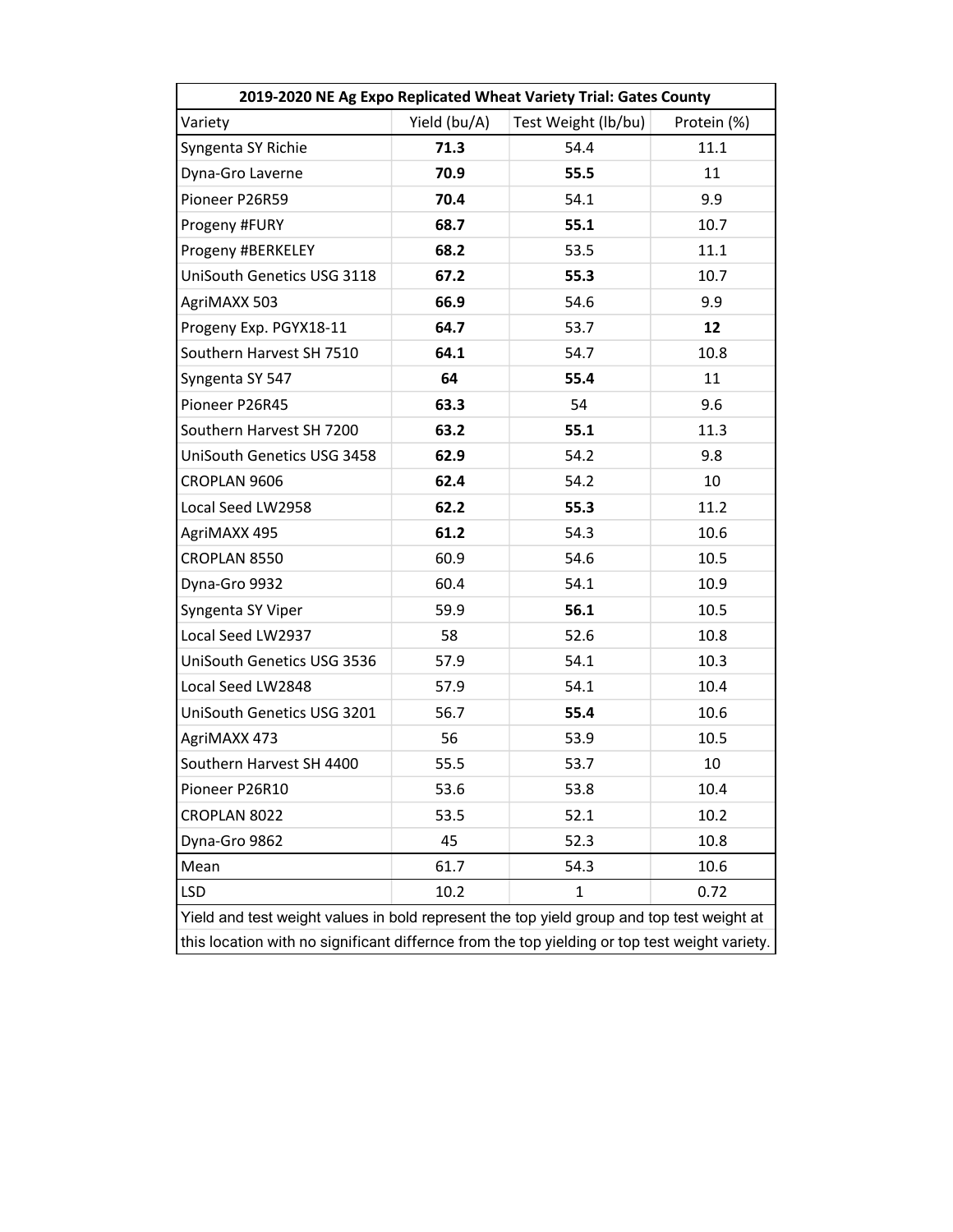| 2019-2020 NE Ag Expo Replicated Wheat Variety Trial: Gates County | | | |
|---|---|---|---|
| Variety | Yield (bu/A) | Test Weight (lb/bu) | Protein (%) |
| Syngenta SY Richie | **71.3** | 54.4 | 11.1 |
| Dyna-Gro Laverne | **70.9** | **55.5** | 11 |
| Pioneer P26R59 | **70.4** | 54.1 | 9.9 |
| Progeny #FURY | **68.7** | **55.1** | 10.7 |
| Progeny #BERKELEY | **68.2** | 53.5 | 11.1 |
| UniSouth Genetics USG 3118 | **67.2** | **55.3** | 10.7 |
| AgriMAXX 503 | **66.9** | 54.6 | 9.9 |
| Progeny Exp. PGYX18-11 | **64.7** | 53.7 | **12** |
| Southern Harvest SH 7510 | **64.1** | 54.7 | 10.8 |
| Syngenta SY 547 | **64** | **55.4** | 11 |
| Pioneer P26R45 | **63.3** | 54 | 9.6 |
| Southern Harvest SH 7200 | **63.2** | **55.1** | 11.3 |
| UniSouth Genetics USG 3458 | **62.9** | 54.2 | 9.8 |
| CROPLAN 9606 | **62.4** | 54.2 | 10 |
| Local Seed LW2958 | **62.2** | **55.3** | 11.2 |
| AgriMAXX 495 | **61.2** | 54.3 | 10.6 |
| CROPLAN 8550 | 60.9 | 54.6 | 10.5 |
| Dyna-Gro 9932 | 60.4 | 54.1 | 10.9 |
| Syngenta SY Viper | 59.9 | **56.1** | 10.5 |
| Local Seed LW2937 | 58 | 52.6 | 10.8 |
| UniSouth Genetics USG 3536 | 57.9 | 54.1 | 10.3 |
| Local Seed LW2848 | 57.9 | 54.1 | 10.4 |
| UniSouth Genetics USG 3201 | 56.7 | **55.4** | 10.6 |
| AgriMAXX 473 | 56 | 53.9 | 10.5 |
| Southern Harvest SH 4400 | 55.5 | 53.7 | 10 |
| Pioneer P26R10 | 53.6 | 53.8 | 10.4 |
| CROPLAN 8022 | 53.5 | 52.1 | 10.2 |
| Dyna-Gro 9862 | 45 | 52.3 | 10.8 |
| Mean | 61.7 | 54.3 | 10.6 |
| LSD | 10.2 | 1 | 0.72 |

Yield and test weight values in bold represent the top yield group and top test weight at this location with no significant differnce from the top yielding or top test weight variety.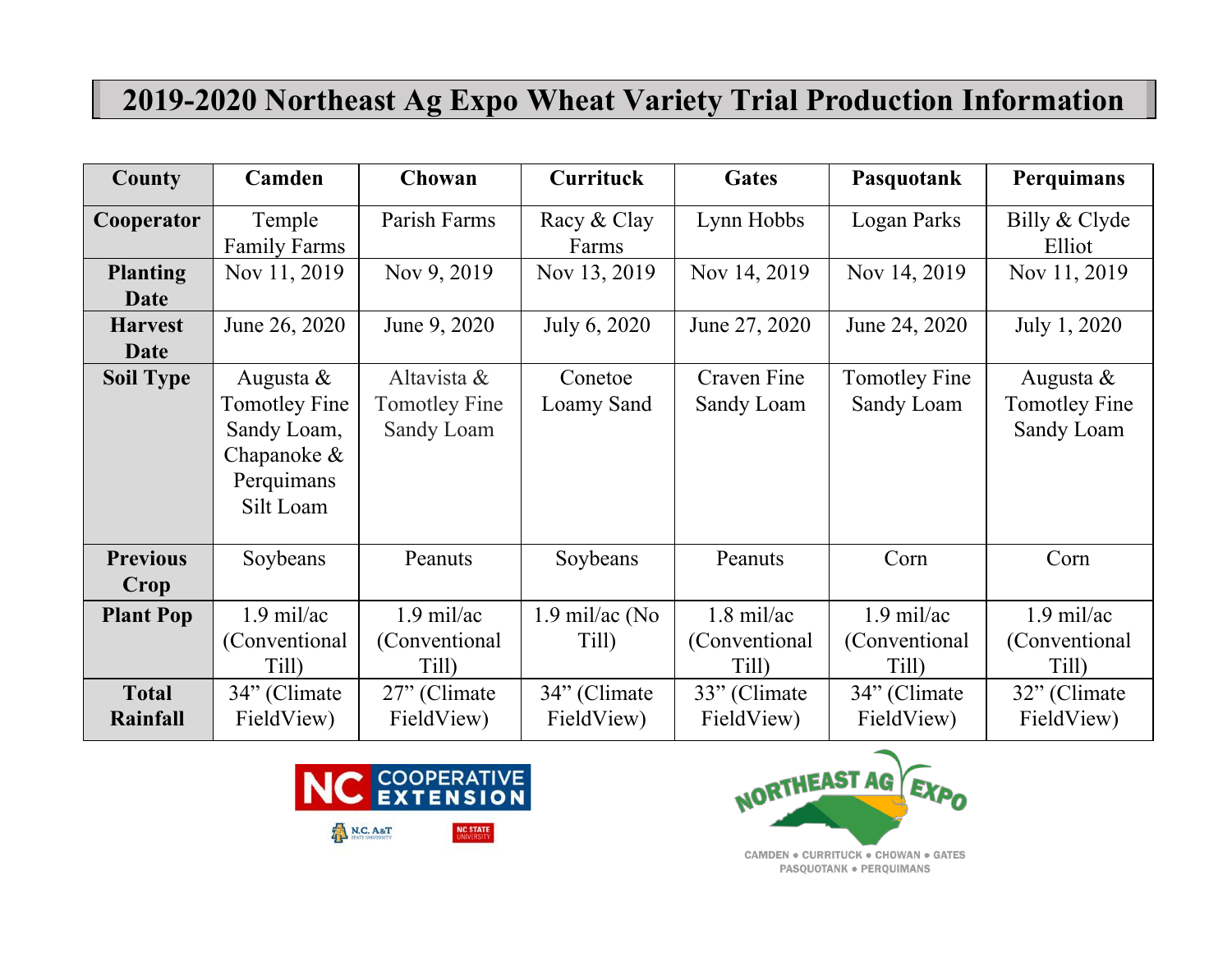# 2019-2020 Northeast Ag Expo Wheat Variety Trial Production Information

| County | Camden | Chowan | Currituck | Gates | Pasquotank | Perquimans |
|---|---|---|---|---|---|---|
| **Cooperator** | Temple Family Farms | Parish Farms | Racy & Clay Farms | Lynn Hobbs | Logan Parks | Billy & Clyde Elliot |
| **Planting Date** | Nov 11, 2019 | Nov 9, 2019 | Nov 13, 2019 | Nov 14, 2019 | Nov 14, 2019 | Nov 11, 2019 |
| **Harvest Date** | June 26, 2020 | June 9, 2020 | July 6, 2020 | June 27, 2020 | June 24, 2020 | July 1, 2020 |
| **Soil Type** | Augusta & Tomotley Fine Sandy Loam, Chapanoke & Perquimans Silt Loam | Altavista & Tomotley Fine Sandy Loam | Conetoe Loamy Sand | Craven Fine Sandy Loam | Tomotley Fine Sandy Loam | Augusta & Tomotley Fine Sandy Loam |
| **Previous Crop** | Soybeans | Peanuts | Soybeans | Peanuts | Corn | Corn |
| **Plant Pop** | 1.9 mil/ac (Conventional Till) | 1.9 mil/ac (Conventional Till) | 1.9 mil/ac (No Till) | 1.8 mil/ac (Conventional Till) | 1.9 mil/ac (Conventional Till) | 1.9 mil/ac (Conventional Till) |
| **Total Rainfall** | 34" (Climate FieldView) | 27" (Climate FieldView) | 34" (Climate FieldView) | 33" (Climate FieldView) | 34" (Climate FieldView) | 32" (Climate FieldView) |

NC COOPERATIVE EXTENSION

N.C. A&T STATE UNIVERSITY

NC STATE UNIVERSITY

NORTHEAST AG EXPO

CAMDEN • CURRITUCK • CHOWAN • GATES
PASQUOTANK • PERQUIMANS